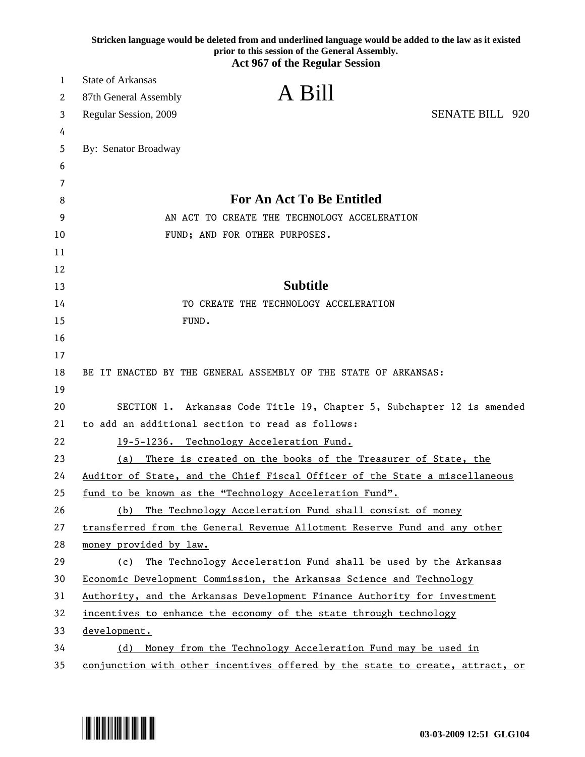Stricken language would be deleted from and underlined language would be added to the law as it existed prior to this session of the General Assembly.

**Act 967 of the Regular Session**

State of Arkansas
87th General Assembly
Regular Session, 2009

# A Bill

SENATE BILL 920

By: Senator Broadway

## For An Act To Be Entitled

AN ACT TO CREATE THE TECHNOLOGY ACCELERATION FUND; AND FOR OTHER PURPOSES.

## Subtitle

TO CREATE THE TECHNOLOGY ACCELERATION FUND.

BE IT ENACTED BY THE GENERAL ASSEMBLY OF THE STATE OF ARKANSAS:

SECTION 1. Arkansas Code Title 19, Chapter 5, Subchapter 12 is amended to add an additional section to read as follows:

<u>19-5-1236. Technology Acceleration Fund.</u>

<u>(a) There is created on the books of the Treasurer of State, the Auditor of State, and the Chief Fiscal Officer of the State a miscellaneous fund to be known as the "Technology Acceleration Fund".</u>

<u>(b) The Technology Acceleration Fund shall consist of money transferred from the General Revenue Allotment Reserve Fund and any other money provided by law.</u>

<u>(c) The Technology Acceleration Fund shall be used by the Arkansas Economic Development Commission, the Arkansas Science and Technology Authority, and the Arkansas Development Finance Authority for investment incentives to enhance the economy of the state through technology development.</u>

<u>(d) Money from the Technology Acceleration Fund may be used in conjunction with other incentives offered by the state to create, attract, or</u>

03-03-2009 12:51 GLG104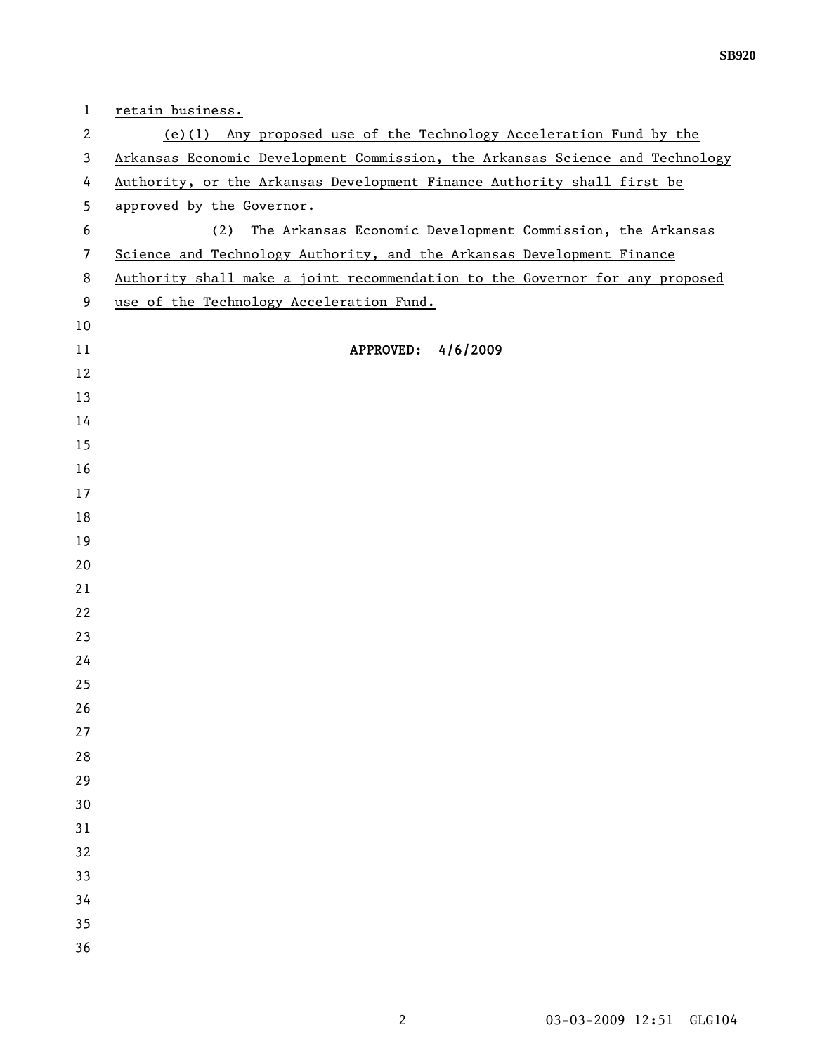retain business.

(e)(1) Any proposed use of the Technology Acceleration Fund by the Arkansas Economic Development Commission, the Arkansas Science and Technology Authority, or the Arkansas Development Finance Authority shall first be approved by the Governor.

(2) The Arkansas Economic Development Commission, the Arkansas Science and Technology Authority, and the Arkansas Development Finance Authority shall make a joint recommendation to the Governor for any proposed use of the Technology Acceleration Fund.

**APPROVED: 4/6/2009**